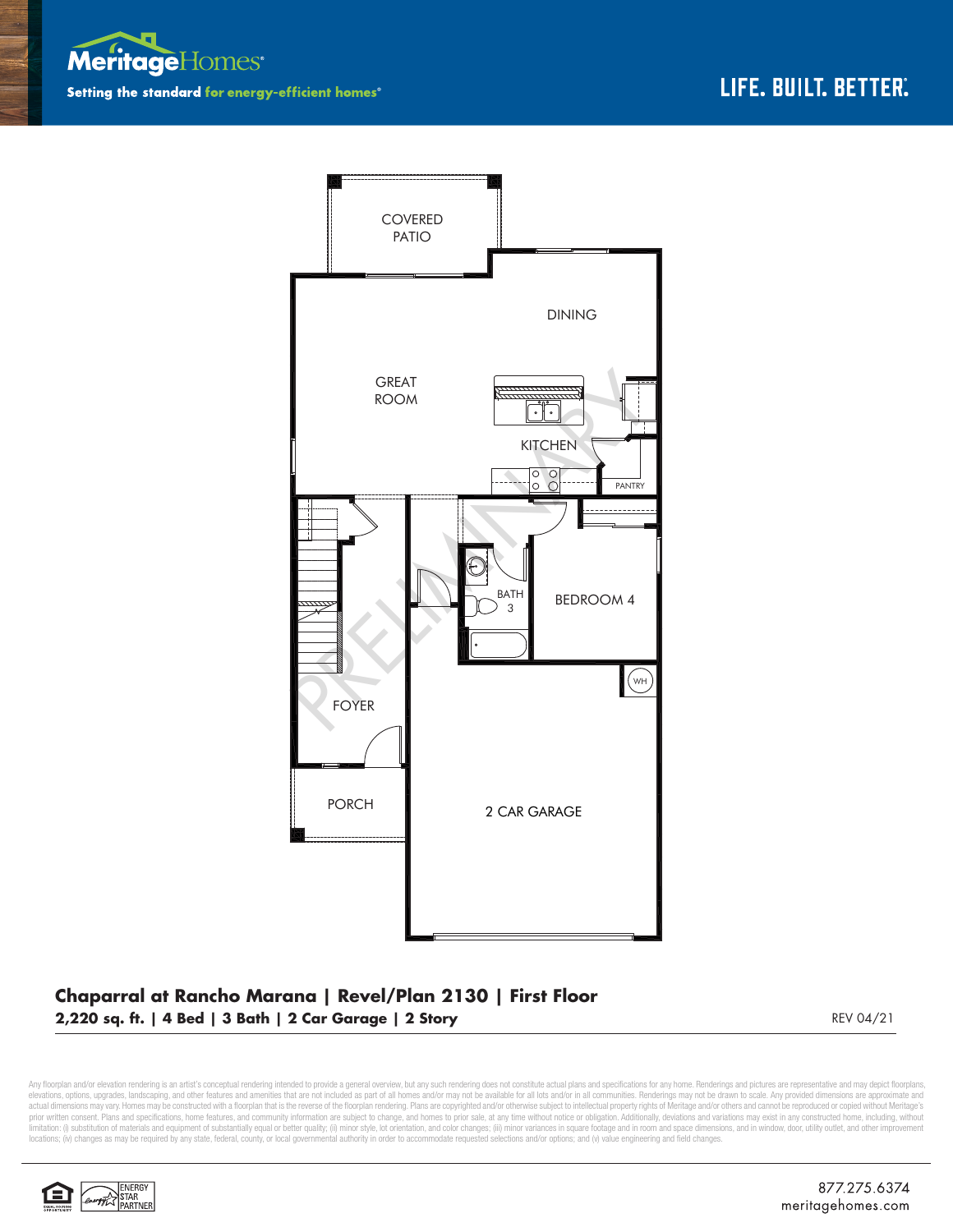Meritage Homes

Setting the standard for energy-efficient homes®

LIFE. BUILT. BETTER.

COVERED PATIO

DINING

GREAT ROOM

KITCHEN

PANTRY

BATH 3

BEDROOM 4

WH

FOYER

PORCH

2 CAR GARAGE

PRELIMINARY

## Chaparral at Rancho Marana | Revel/Plan 2130 | First Floor

**2,220 sq. ft. | 4 Bed | 3 Bath | 2 Car Garage | 2 Story**

REV 04/21

Any floorplan and/or elevation rendering is an artist's conceptual rendering intended to provide a general overview, but any such rendering does not constitute actual plans and specifications for any home. Renderings and pictures are representative and may depict floorplans, elevations, options, upgrades, landscaping, and other features and amenities that are not included as part of all homes and/or may not be available for all lots and/or in all communities. Renderings may not be drawn to scale. Any provided dimensions are approximate and actual dimensions may vary. Homes may be constructed with a floorplan that is the reverse of the floorplan rendering. Plans are copyrighted and/or otherwise subject to intellectual property rights of Meritage and/or others and cannot be reproduced or copied without Meritage's prior written consent. Plans and specifications, home features, and community information are subject to change, and homes to prior sale, at any time without notice or obligation. Additionally, deviations and variations may exist in any constructed home, including, without limitation: (i) substitution of materials and equipment of substantially equal or better quality; (ii) minor style, lot orientation, and color changes; (iii) minor variances in square footage and in room and space dimensions, and in window, door, utility outlet, and other improvement locations; (iv) changes as may be required by any state, federal, county, or local governmental authority in order to accommodate requested selections and/or options; and (v) value engineering and field changes.

ENERGY STAR PARTNER

877.275.6374
meritagehomes.com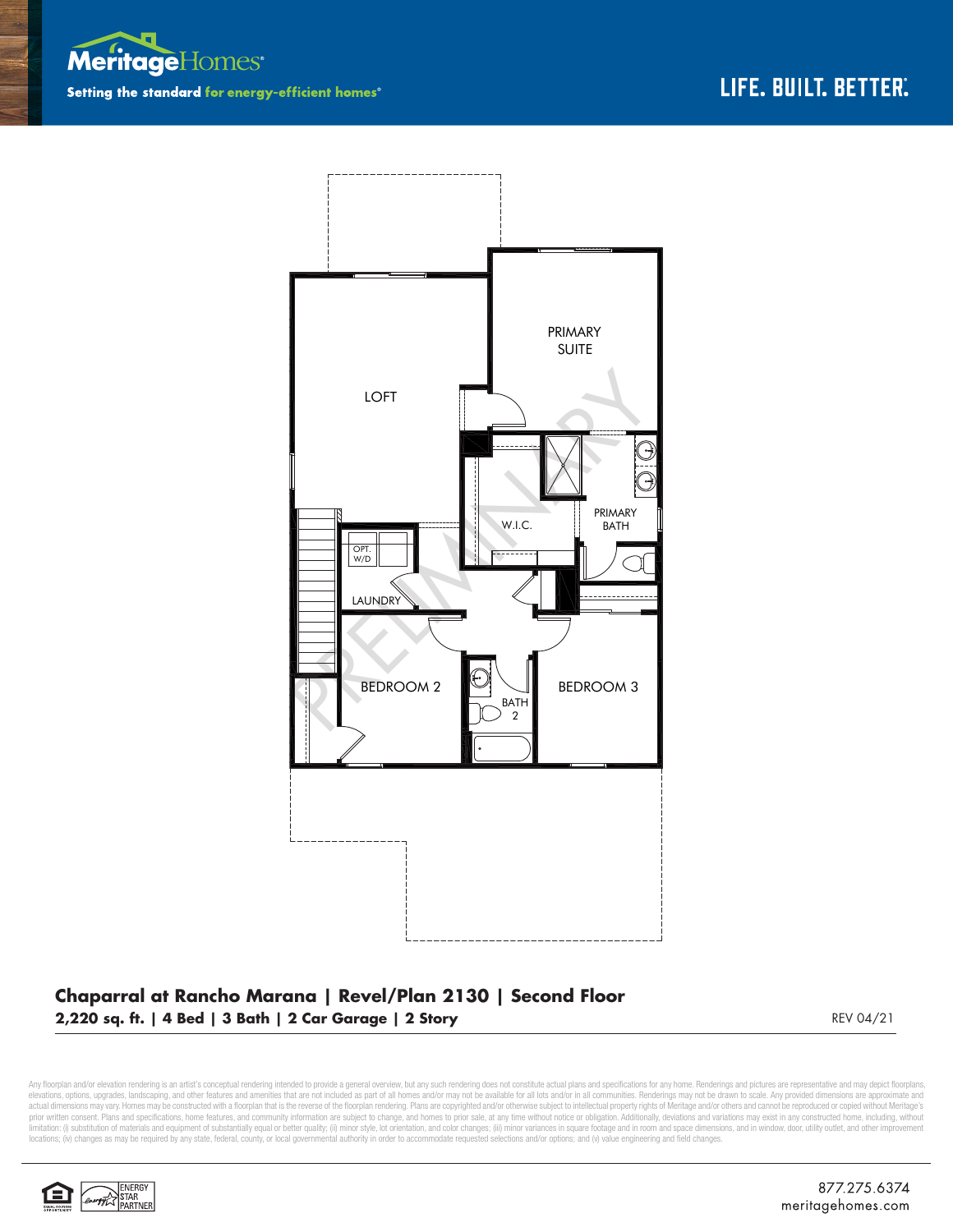Meritage Homes

Setting the standard for energy-efficient homes®

LIFE. BUILT. BETTER.

LOFT

PRIMARY SUITE

W.I.C.

PRIMARY BATH

OPT. W/D

LAUNDRY

BEDROOM 2

BATH 2

BEDROOM 3

PRELIMINARY

## Chaparral at Rancho Marana | Revel/Plan 2130 | Second Floor

**2,220 sq. ft. | 4 Bed | 3 Bath | 2 Car Garage | 2 Story**

REV 04/21

Any floorplan and/or elevation rendering is an artist's conceptual rendering intended to provide a general overview, but any such rendering does not constitute actual plans and specifications for any home. Renderings and pictures are representative and may depict floorplans, elevations, options, upgrades, landscaping, and other features and amenities that are not included as part of all homes and/or may not be available for all lots and/or in all communities. Renderings may not be drawn to scale. Any provided dimensions are approximate and actual dimensions may vary. Homes may be constructed with a floorplan that is the reverse of the floorplan rendering. Plans are copyrighted and/or otherwise subject to intellectual property rights of Meritage and/or others and cannot be reproduced or copied without Meritage's prior written consent. Plans and specifications, home features, and community information are subject to change, and homes to prior sale, at any time without notice or obligation. Additionally, deviations and variations may exist in any constructed home, including, without limitation: (i) substitution of materials and equipment of substantially equal or better quality; (ii) minor style, lot orientation, and color changes; (iii) minor variances in square footage and in room and space dimensions, and in window, door, utility outlet, and other improvement locations; (iv) changes as may be required by any state, federal, county, or local governmental authority in order to accommodate requested selections and/or options; and (v) value engineering and field changes.

ENERGY STAR PARTNER

877.275.6374
meritagehomes.com